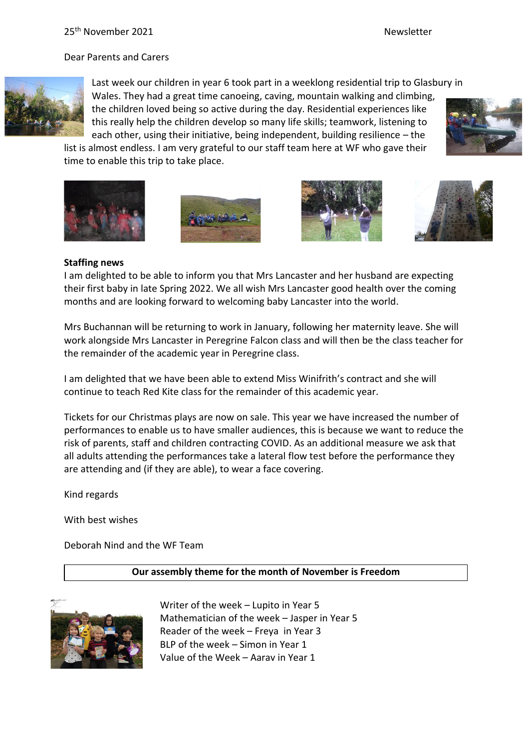25th November 2021 Newsletter

Dear Parents and Carers

Last week our children in year 6 took part in a weeklong residential trip to Glasbury in Wales. They had a great time canoeing, caving, mountain walking and climbing, the children loved being so active during the day. Residential experiences like this really help the children develop so many life skills; teamwork, listening to each other, using their initiative, being independent, building resilience – the list is almost endless. I am very grateful to our staff team here at WF who gave their time to enable this trip to take place.

**Staffing news**

I am delighted to be able to inform you that Mrs Lancaster and her husband are expecting their first baby in late Spring 2022. We all wish Mrs Lancaster good health over the coming months and are looking forward to welcoming baby Lancaster into the world.

Mrs Buchannan will be returning to work in January, following her maternity leave. She will work alongside Mrs Lancaster in Peregrine Falcon class and will then be the class teacher for the remainder of the academic year in Peregrine class.

I am delighted that we have been able to extend Miss Winifrith's contract and she will continue to teach Red Kite class for the remainder of this academic year.

Tickets for our Christmas plays are now on sale. This year we have increased the number of performances to enable us to have smaller audiences, this is because we want to reduce the risk of parents, staff and children contracting COVID. As an additional measure we ask that all adults attending the performances take a lateral flow test before the performance they are attending and (if they are able), to wear a face covering.

Kind regards

With best wishes

Deborah Nind and the WF Team

**Our assembly theme for the month of November is Freedom**

Writer of the week – Lupito in Year 5
Mathematician of the week – Jasper in Year 5
Reader of the week – Freya in Year 3
BLP of the week – Simon in Year 1
Value of the Week – Aarav in Year 1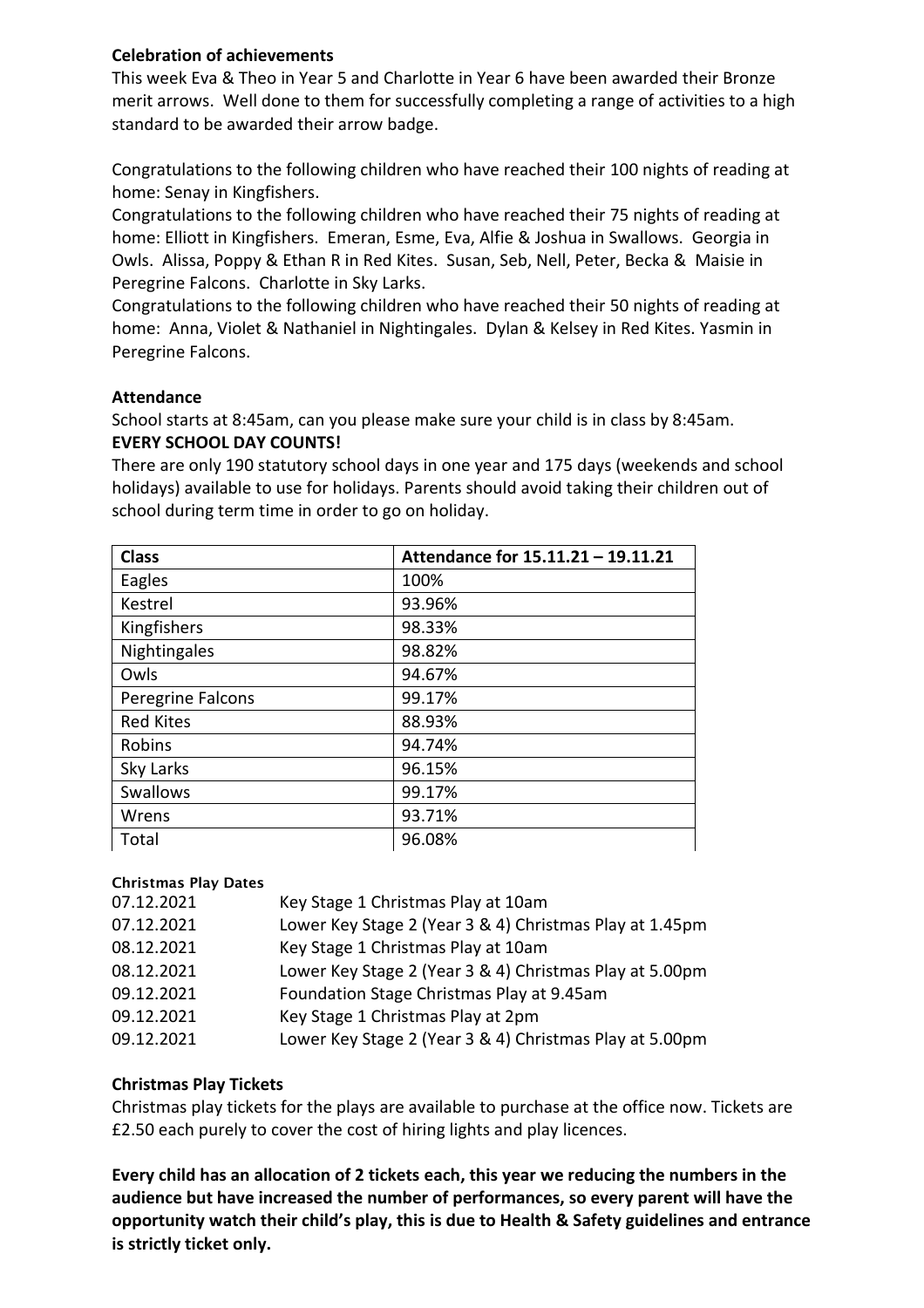**Celebration of achievements**

This week Eva & Theo in Year 5 and Charlotte in Year 6 have been awarded their Bronze merit arrows. Well done to them for successfully completing a range of activities to a high standard to be awarded their arrow badge.

Congratulations to the following children who have reached their 100 nights of reading at home: Senay in Kingfishers.

Congratulations to the following children who have reached their 75 nights of reading at home: Elliott in Kingfishers. Emeran, Esme, Eva, Alfie & Joshua in Swallows. Georgia in Owls. Alissa, Poppy & Ethan R in Red Kites. Susan, Seb, Nell, Peter, Becka & Maisie in Peregrine Falcons. Charlotte in Sky Larks.

Congratulations to the following children who have reached their 50 nights of reading at home: Anna, Violet & Nathaniel in Nightingales. Dylan & Kelsey in Red Kites. Yasmin in Peregrine Falcons.

**Attendance**

School starts at 8:45am, can you please make sure your child is in class by 8:45am.

**EVERY SCHOOL DAY COUNTS!**

There are only 190 statutory school days in one year and 175 days (weekends and school holidays) available to use for holidays. Parents should avoid taking their children out of school during term time in order to go on holiday.

| Class | Attendance for 15.11.21 – 19.11.21 |
|---|---|
| Eagles | 100% |
| Kestrel | 93.96% |
| Kingfishers | 98.33% |
| Nightingales | 98.82% |
| Owls | 94.67% |
| Peregrine Falcons | 99.17% |
| Red Kites | 88.93% |
| Robins | 94.74% |
| Sky Larks | 96.15% |
| Swallows | 99.17% |
| Wrens | 93.71% |
| Total | 96.08% |

**Christmas Play Dates**

| | |
|---|---|
| 07.12.2021 | Key Stage 1 Christmas Play at 10am |
| 07.12.2021 | Lower Key Stage 2 (Year 3 & 4) Christmas Play at 1.45pm |
| 08.12.2021 | Key Stage 1 Christmas Play at 10am |
| 08.12.2021 | Lower Key Stage 2 (Year 3 & 4) Christmas Play at 5.00pm |
| 09.12.2021 | Foundation Stage Christmas Play at 9.45am |
| 09.12.2021 | Key Stage 1 Christmas Play at 2pm |
| 09.12.2021 | Lower Key Stage 2 (Year 3 & 4) Christmas Play at 5.00pm |

**Christmas Play Tickets**

Christmas play tickets for the plays are available to purchase at the office now. Tickets are £2.50 each purely to cover the cost of hiring lights and play licences.

**Every child has an allocation of 2 tickets each, this year we reducing the numbers in the audience but have increased the number of performances, so every parent will have the opportunity watch their child's play, this is due to Health & Safety guidelines and entrance is strictly ticket only.**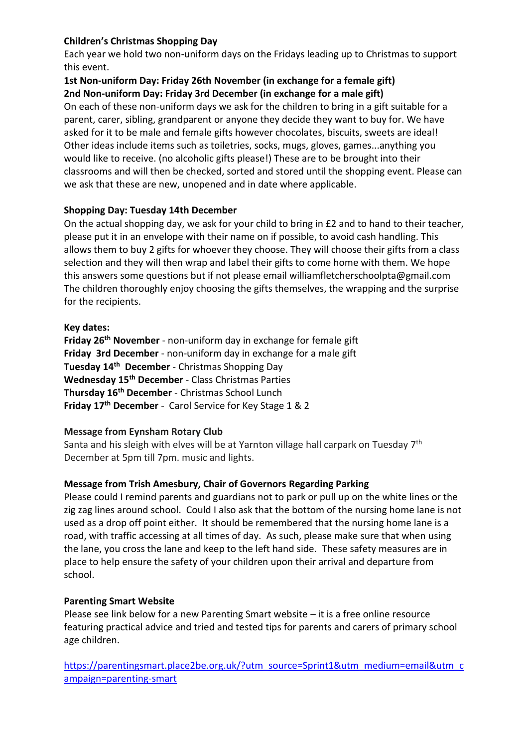**Children's Christmas Shopping Day**

Each year we hold two non-uniform days on the Fridays leading up to Christmas to support this event.

**1st Non-uniform Day: Friday 26th November (in exchange for a female gift)**
**2nd Non-uniform Day: Friday 3rd December (in exchange for a male gift)**

On each of these non-uniform days we ask for the children to bring in a gift suitable for a parent, carer, sibling, grandparent or anyone they decide they want to buy for. We have asked for it to be male and female gifts however chocolates, biscuits, sweets are ideal! Other ideas include items such as toiletries, socks, mugs, gloves, games...anything you would like to receive. (no alcoholic gifts please!) These are to be brought into their classrooms and will then be checked, sorted and stored until the shopping event. Please can we ask that these are new, unopened and in date where applicable.

**Shopping Day: Tuesday 14th December**

On the actual shopping day, we ask for your child to bring in £2 and to hand to their teacher, please put it in an envelope with their name on if possible, to avoid cash handling. This allows them to buy 2 gifts for whoever they choose. They will choose their gifts from a class selection and they will then wrap and label their gifts to come home with them. We hope this answers some questions but if not please email williamfletcherschoolpta@gmail.com The children thoroughly enjoy choosing the gifts themselves, the wrapping and the surprise for the recipients.

**Key dates:**

**Friday 26th November** - non-uniform day in exchange for female gift
**Friday 3rd December** - non-uniform day in exchange for a male gift
**Tuesday 14th December** - Christmas Shopping Day
**Wednesday 15th December** - Class Christmas Parties
**Thursday 16th December** - Christmas School Lunch
**Friday 17th December** - Carol Service for Key Stage 1 & 2

**Message from Eynsham Rotary Club**

Santa and his sleigh with elves will be at Yarnton village hall carpark on Tuesday 7th December at 5pm till 7pm. music and lights.

**Message from Trish Amesbury, Chair of Governors Regarding Parking**

Please could I remind parents and guardians not to park or pull up on the white lines or the zig zag lines around school. Could I also ask that the bottom of the nursing home lane is not used as a drop off point either. It should be remembered that the nursing home lane is a road, with traffic accessing at all times of day. As such, please make sure that when using the lane, you cross the lane and keep to the left hand side. These safety measures are in place to help ensure the safety of your children upon their arrival and departure from school.

**Parenting Smart Website**

Please see link below for a new Parenting Smart website – it is a free online resource featuring practical advice and tried and tested tips for parents and carers of primary school age children.

[https://parentingsmart.place2be.org.uk/?utm_source=Sprint1&utm_medium=email&utm_campaign=parenting-smart](https://parentingsmart.place2be.org.uk/?utm_source=Sprint1&utm_medium=email&utm_campaign=parenting-smart)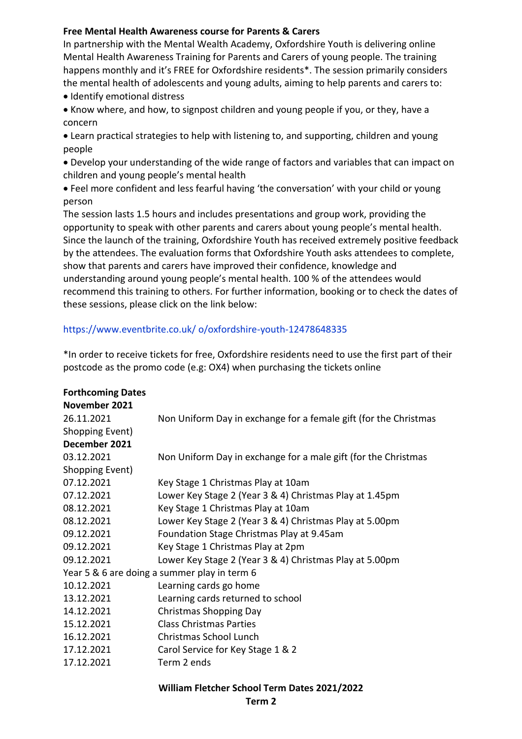**Free Mental Health Awareness course for Parents & Carers**

In partnership with the Mental Wealth Academy, Oxfordshire Youth is delivering online Mental Health Awareness Training for Parents and Carers of young people. The training happens monthly and it's FREE for Oxfordshire residents*. The session primarily considers the mental health of adolescents and young adults, aiming to help parents and carers to:

- Identify emotional distress
- Know where, and how, to signpost children and young people if you, or they, have a concern
- Learn practical strategies to help with listening to, and supporting, children and young people
- Develop your understanding of the wide range of factors and variables that can impact on children and young people's mental health
- Feel more confident and less fearful having 'the conversation' with your child or young person

The session lasts 1.5 hours and includes presentations and group work, providing the opportunity to speak with other parents and carers about young people's mental health. Since the launch of the training, Oxfordshire Youth has received extremely positive feedback by the attendees. The evaluation forms that Oxfordshire Youth asks attendees to complete, show that parents and carers have improved their confidence, knowledge and understanding around young people's mental health. 100 % of the attendees would recommend this training to others. For further information, booking or to check the dates of these sessions, please click on the link below:

https://www.eventbrite.co.uk/ o/oxfordshire-youth-12478648335

*In order to receive tickets for free, Oxfordshire residents need to use the first part of their postcode as the promo code (e.g: OX4) when purchasing the tickets online

**Forthcoming Dates**

**November 2021**

| | |
|---|---|
| 26.11.2021 | Non Uniform Day in exchange for a female gift (for the Christmas Shopping Event) |

**December 2021**

| | |
|---|---|
| 03.12.2021 | Non Uniform Day in exchange for a male gift (for the Christmas Shopping Event) |
| 07.12.2021 | Key Stage 1 Christmas Play at 10am |
| 07.12.2021 | Lower Key Stage 2 (Year 3 & 4) Christmas Play at 1.45pm |
| 08.12.2021 | Key Stage 1 Christmas Play at 10am |
| 08.12.2021 | Lower Key Stage 2 (Year 3 & 4) Christmas Play at 5.00pm |
| 09.12.2021 | Foundation Stage Christmas Play at 9.45am |
| 09.12.2021 | Key Stage 1 Christmas Play at 2pm |
| 09.12.2021 | Lower Key Stage 2 (Year 3 & 4) Christmas Play at 5.00pm |

Year 5 & 6 are doing a summer play in term 6

| | |
|---|---|
| 10.12.2021 | Learning cards go home |
| 13.12.2021 | Learning cards returned to school |
| 14.12.2021 | Christmas Shopping Day |
| 15.12.2021 | Class Christmas Parties |
| 16.12.2021 | Christmas School Lunch |
| 17.12.2021 | Carol Service for Key Stage 1 & 2 |
| 17.12.2021 | Term 2 ends |

**William Fletcher School Term Dates 2021/2022**

**Term 2**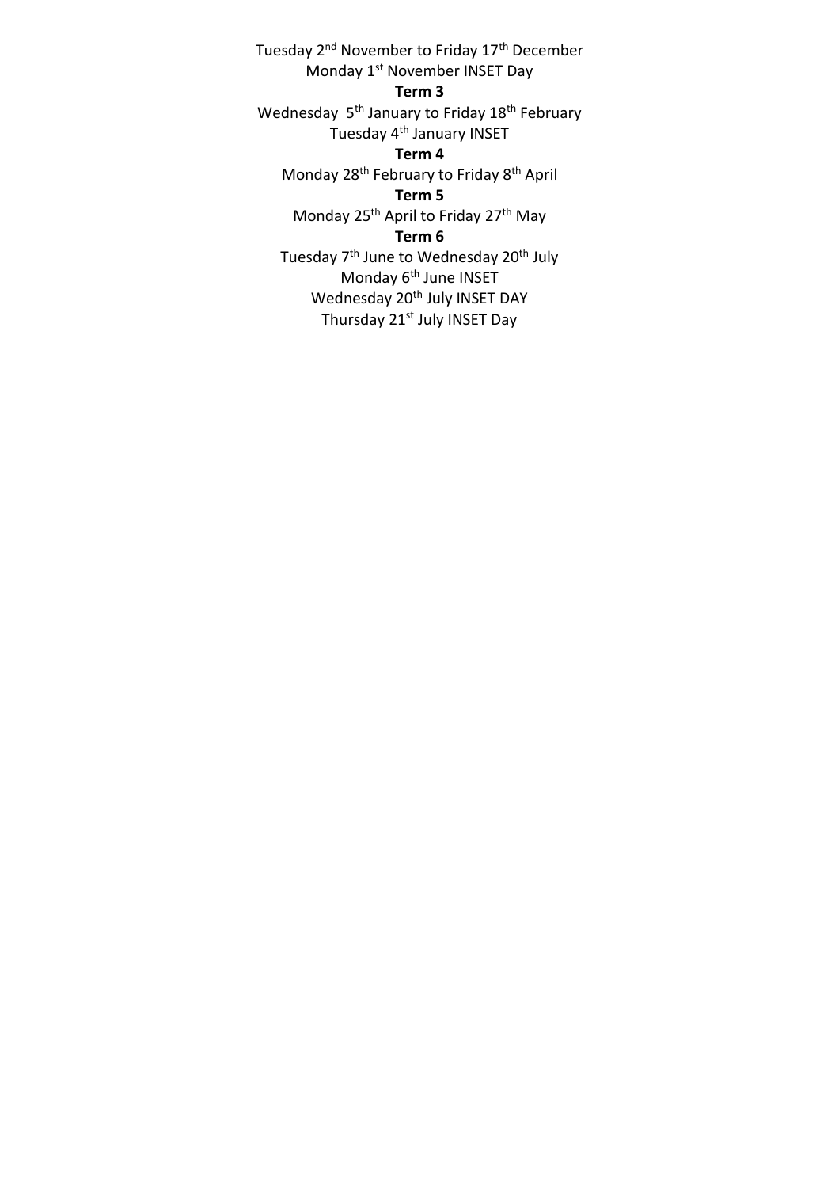Tuesday 2nd November to Friday 17th December
Monday 1st November INSET Day

**Term 3**

Wednesday 5th January to Friday 18th February
Tuesday 4th January INSET

**Term 4**

Monday 28th February to Friday 8th April

**Term 5**

Monday 25th April to Friday 27th May

**Term 6**

Tuesday 7th June to Wednesday 20th July
Monday 6th June INSET
Wednesday 20th July INSET DAY
Thursday 21st July INSET Day